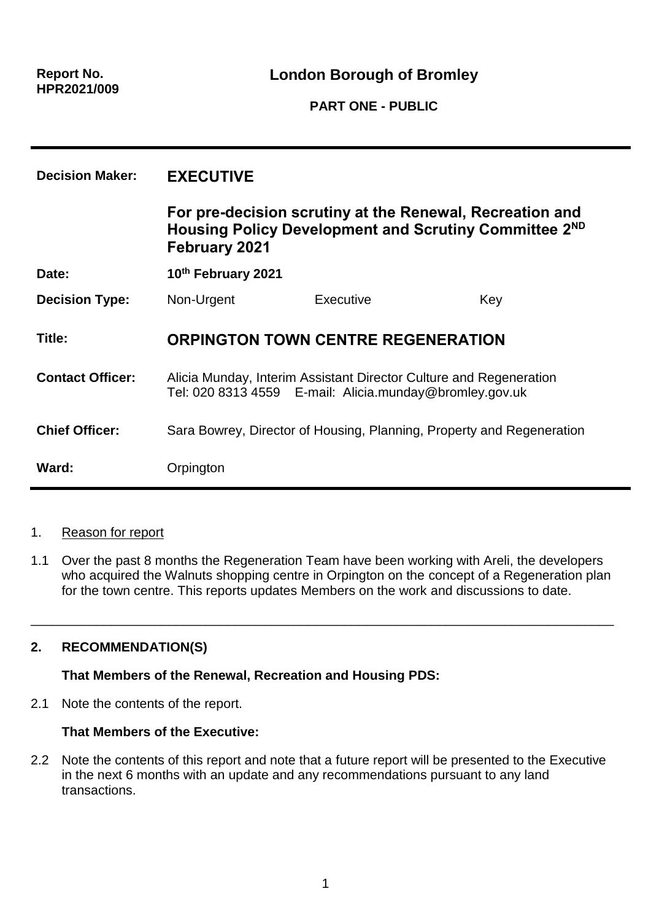**Report No.**
**HPR2021/009**

# London Borough of Bromley

**PART ONE - PUBLIC**

---

| | | | |
|---|---|---|---|
| **Decision Maker:** | **EXECUTIVE** | | |
| | **For pre-decision scrutiny at the Renewal, Recreation and Housing Policy Development and Scrutiny Committee 2ND February 2021** | | |
| **Date:** | **10th February 2021** | | |
| **Decision Type:** | Non-Urgent | Executive | Key |
| **Title:** | **ORPINGTON TOWN CENTRE REGENERATION** | | |
| **Contact Officer:** | Alicia Munday, Interim Assistant Director Culture and Regeneration<br>Tel: 020 8313 4559 E-mail: Alicia.munday@bromley.gov.uk | | |
| **Chief Officer:** | Sara Bowrey, Director of Housing, Planning, Property and Regeneration | | |
| **Ward:** | Orpington | | |

---

1. Reason for report

1.1 Over the past 8 months the Regeneration Team have been working with Areli, the developers who acquired the Walnuts shopping centre in Orpington on the concept of a Regeneration plan for the town centre. This reports updates Members on the work and discussions to date.

---

**2. RECOMMENDATION(S)**

**That Members of the Renewal, Recreation and Housing PDS:**

2.1 Note the contents of the report.

**That Members of the Executive:**

2.2 Note the contents of this report and note that a future report will be presented to the Executive in the next 6 months with an update and any recommendations pursuant to any land transactions.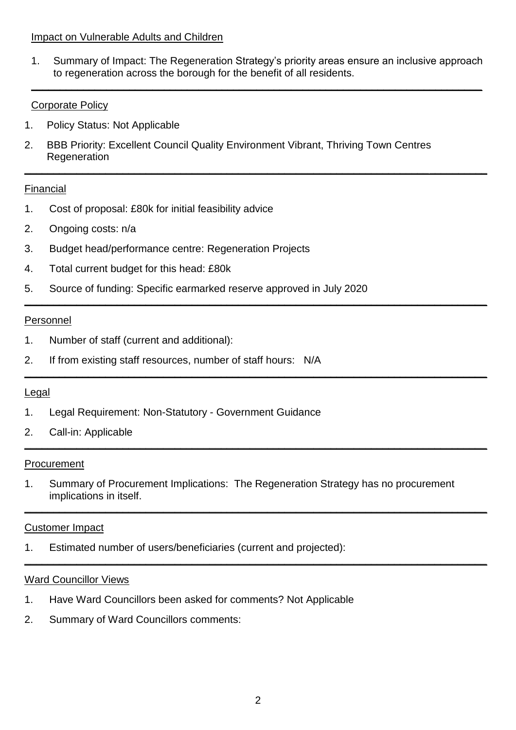Impact on Vulnerable Adults and Children

1. Summary of Impact: The Regeneration Strategy's priority areas ensure an inclusive approach to regeneration across the borough for the benefit of all residents.

---

Corporate Policy

1. Policy Status: Not Applicable
2. BBB Priority: Excellent Council Quality Environment Vibrant, Thriving Town Centres Regeneration

---

Financial

1. Cost of proposal: £80k for initial feasibility advice
2. Ongoing costs: n/a
3. Budget head/performance centre: Regeneration Projects
4. Total current budget for this head: £80k
5. Source of funding: Specific earmarked reserve approved in July 2020

---

Personnel

1. Number of staff (current and additional):
2. If from existing staff resources, number of staff hours: N/A

---

Legal

1. Legal Requirement: Non-Statutory - Government Guidance
2. Call-in: Applicable

---

Procurement

1. Summary of Procurement Implications: The Regeneration Strategy has no procurement implications in itself.

---

Customer Impact

1. Estimated number of users/beneficiaries (current and projected):

---

Ward Councillor Views

1. Have Ward Councillors been asked for comments? Not Applicable
2. Summary of Ward Councillors comments: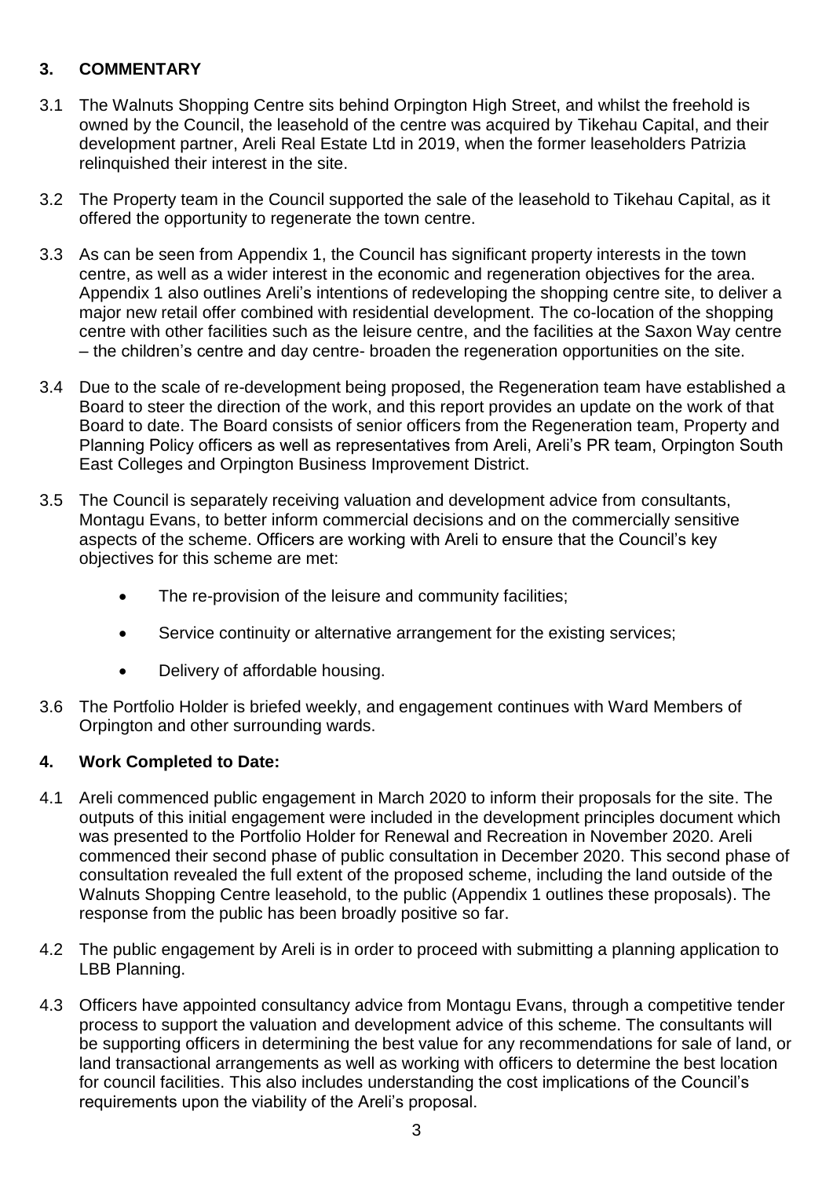## 3. COMMENTARY

3.1 The Walnuts Shopping Centre sits behind Orpington High Street, and whilst the freehold is owned by the Council, the leasehold of the centre was acquired by Tikehau Capital, and their development partner, Areli Real Estate Ltd in 2019, when the former leaseholders Patrizia relinquished their interest in the site.

3.2 The Property team in the Council supported the sale of the leasehold to Tikehau Capital, as it offered the opportunity to regenerate the town centre.

3.3 As can be seen from Appendix 1, the Council has significant property interests in the town centre, as well as a wider interest in the economic and regeneration objectives for the area. Appendix 1 also outlines Areli's intentions of redeveloping the shopping centre site, to deliver a major new retail offer combined with residential development. The co-location of the shopping centre with other facilities such as the leisure centre, and the facilities at the Saxon Way centre – the children's centre and day centre- broaden the regeneration opportunities on the site.

3.4 Due to the scale of re-development being proposed, the Regeneration team have established a Board to steer the direction of the work, and this report provides an update on the work of that Board to date. The Board consists of senior officers from the Regeneration team, Property and Planning Policy officers as well as representatives from Areli, Areli's PR team, Orpington South East Colleges and Orpington Business Improvement District.

3.5 The Council is separately receiving valuation and development advice from consultants, Montagu Evans, to better inform commercial decisions and on the commercially sensitive aspects of the scheme. Officers are working with Areli to ensure that the Council's key objectives for this scheme are met:

- The re-provision of the leisure and community facilities;
- Service continuity or alternative arrangement for the existing services;
- Delivery of affordable housing.

3.6 The Portfolio Holder is briefed weekly, and engagement continues with Ward Members of Orpington and other surrounding wards.

## 4. Work Completed to Date:

4.1 Areli commenced public engagement in March 2020 to inform their proposals for the site. The outputs of this initial engagement were included in the development principles document which was presented to the Portfolio Holder for Renewal and Recreation in November 2020. Areli commenced their second phase of public consultation in December 2020. This second phase of consultation revealed the full extent of the proposed scheme, including the land outside of the Walnuts Shopping Centre leasehold, to the public (Appendix 1 outlines these proposals). The response from the public has been broadly positive so far.

4.2 The public engagement by Areli is in order to proceed with submitting a planning application to LBB Planning.

4.3 Officers have appointed consultancy advice from Montagu Evans, through a competitive tender process to support the valuation and development advice of this scheme. The consultants will be supporting officers in determining the best value for any recommendations for sale of land, or land transactional arrangements as well as working with officers to determine the best location for council facilities. This also includes understanding the cost implications of the Council's requirements upon the viability of the Areli's proposal.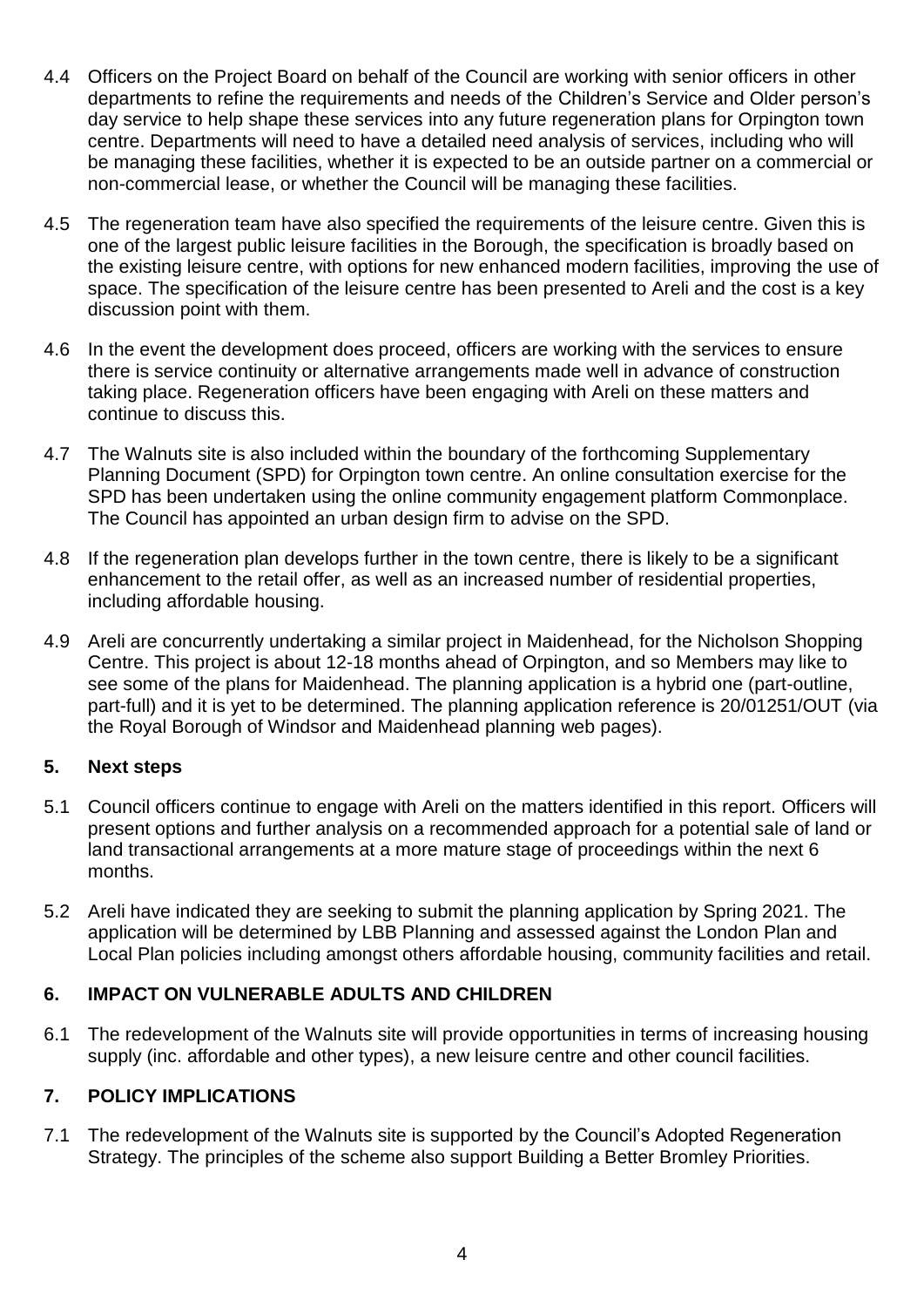4.4 Officers on the Project Board on behalf of the Council are working with senior officers in other departments to refine the requirements and needs of the Children's Service and Older person's day service to help shape these services into any future regeneration plans for Orpington town centre. Departments will need to have a detailed need analysis of services, including who will be managing these facilities, whether it is expected to be an outside partner on a commercial or non-commercial lease, or whether the Council will be managing these facilities.

4.5 The regeneration team have also specified the requirements of the leisure centre. Given this is one of the largest public leisure facilities in the Borough, the specification is broadly based on the existing leisure centre, with options for new enhanced modern facilities, improving the use of space. The specification of the leisure centre has been presented to Areli and the cost is a key discussion point with them.

4.6 In the event the development does proceed, officers are working with the services to ensure there is service continuity or alternative arrangements made well in advance of construction taking place. Regeneration officers have been engaging with Areli on these matters and continue to discuss this.

4.7 The Walnuts site is also included within the boundary of the forthcoming Supplementary Planning Document (SPD) for Orpington town centre. An online consultation exercise for the SPD has been undertaken using the online community engagement platform Commonplace. The Council has appointed an urban design firm to advise on the SPD.

4.8 If the regeneration plan develops further in the town centre, there is likely to be a significant enhancement to the retail offer, as well as an increased number of residential properties, including affordable housing.

4.9 Areli are concurrently undertaking a similar project in Maidenhead, for the Nicholson Shopping Centre. This project is about 12-18 months ahead of Orpington, and so Members may like to see some of the plans for Maidenhead. The planning application is a hybrid one (part-outline, part-full) and it is yet to be determined. The planning application reference is 20/01251/OUT (via the Royal Borough of Windsor and Maidenhead planning web pages).

## 5. Next steps

5.1 Council officers continue to engage with Areli on the matters identified in this report. Officers will present options and further analysis on a recommended approach for a potential sale of land or land transactional arrangements at a more mature stage of proceedings within the next 6 months.

5.2 Areli have indicated they are seeking to submit the planning application by Spring 2021. The application will be determined by LBB Planning and assessed against the London Plan and Local Plan policies including amongst others affordable housing, community facilities and retail.

## 6. IMPACT ON VULNERABLE ADULTS AND CHILDREN

6.1 The redevelopment of the Walnuts site will provide opportunities in terms of increasing housing supply (inc. affordable and other types), a new leisure centre and other council facilities.

## 7. POLICY IMPLICATIONS

7.1 The redevelopment of the Walnuts site is supported by the Council's Adopted Regeneration Strategy. The principles of the scheme also support Building a Better Bromley Priorities.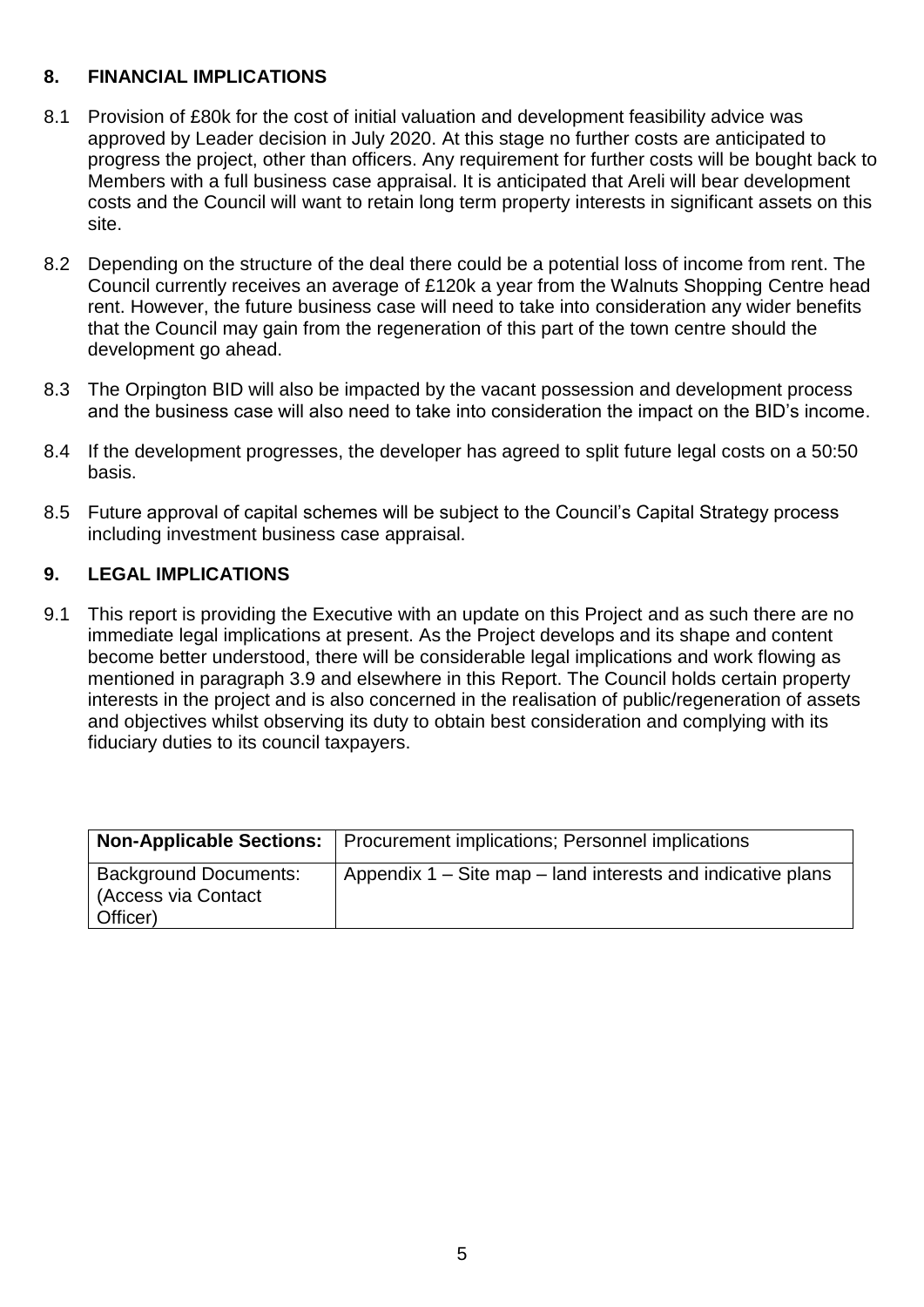## 8. FINANCIAL IMPLICATIONS

8.1 Provision of £80k for the cost of initial valuation and development feasibility advice was approved by Leader decision in July 2020. At this stage no further costs are anticipated to progress the project, other than officers. Any requirement for further costs will be bought back to Members with a full business case appraisal. It is anticipated that Areli will bear development costs and the Council will want to retain long term property interests in significant assets on this site.

8.2 Depending on the structure of the deal there could be a potential loss of income from rent. The Council currently receives an average of £120k a year from the Walnuts Shopping Centre head rent. However, the future business case will need to take into consideration any wider benefits that the Council may gain from the regeneration of this part of the town centre should the development go ahead.

8.3 The Orpington BID will also be impacted by the vacant possession and development process and the business case will also need to take into consideration the impact on the BID's income.

8.4 If the development progresses, the developer has agreed to split future legal costs on a 50:50 basis.

8.5 Future approval of capital schemes will be subject to the Council's Capital Strategy process including investment business case appraisal.

## 9. LEGAL IMPLICATIONS

9.1 This report is providing the Executive with an update on this Project and as such there are no immediate legal implications at present. As the Project develops and its shape and content become better understood, there will be considerable legal implications and work flowing as mentioned in paragraph 3.9 and elsewhere in this Report. The Council holds certain property interests in the project and is also concerned in the realisation of public/regeneration of assets and objectives whilst observing its duty to obtain best consideration and complying with its fiduciary duties to its council taxpayers.

| | |
|---|---|
| **Non-Applicable Sections:** | Procurement implications; Personnel implications |
| Background Documents: (Access via Contact Officer) | Appendix 1 – Site map – land interests and indicative plans |